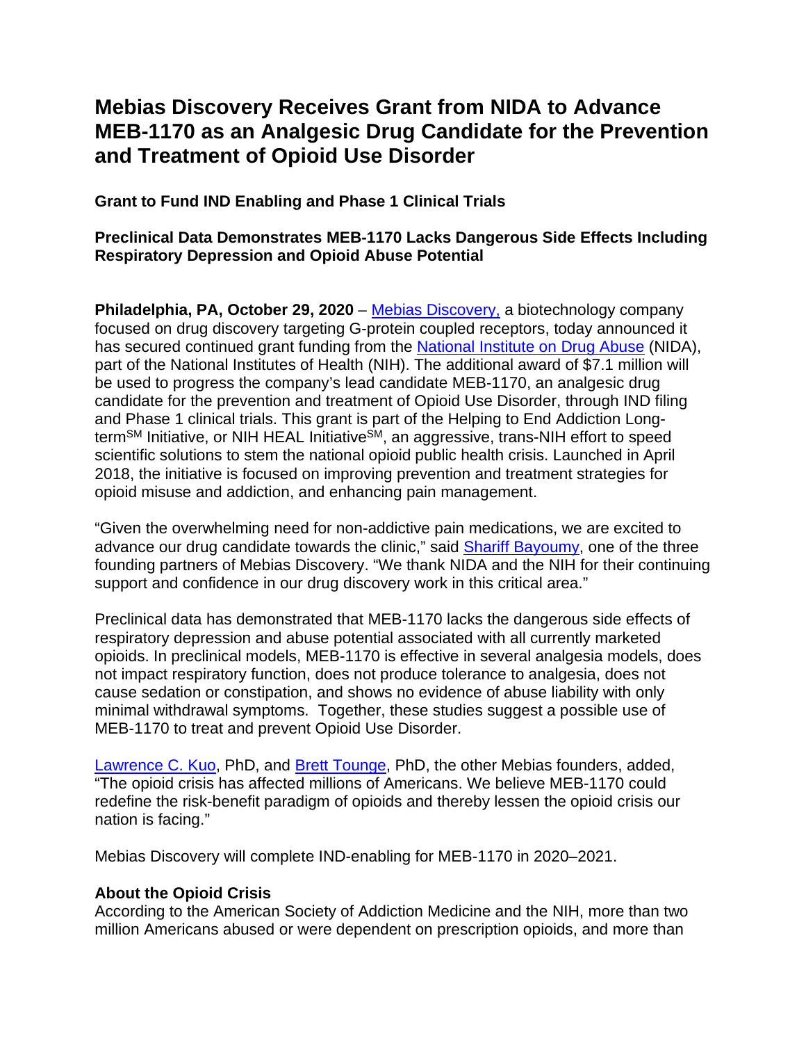# Mebias Discovery Receives Grant from NIDA to Advance MEB-1170 as an Analgesic Drug Candidate for the Prevention and Treatment of Opioid Use Disorder

**Grant to Fund IND Enabling and Phase 1 Clinical Trials**

**Preclinical Data Demonstrates MEB-1170 Lacks Dangerous Side Effects Including Respiratory Depression and Opioid Abuse Potential**

**Philadelphia, PA, October 29, 2020** – Mebias Discovery, a biotechnology company focused on drug discovery targeting G-protein coupled receptors, today announced it has secured continued grant funding from the National Institute on Drug Abuse (NIDA), part of the National Institutes of Health (NIH). The additional award of $7.1 million will be used to progress the company's lead candidate MEB-1170, an analgesic drug candidate for the prevention and treatment of Opioid Use Disorder, through IND filing and Phase 1 clinical trials. This grant is part of the Helping to End Addiction Long-term[SM] Initiative, or NIH HEAL Initiative[SM], an aggressive, trans-NIH effort to speed scientific solutions to stem the national opioid public health crisis. Launched in April 2018, the initiative is focused on improving prevention and treatment strategies for opioid misuse and addiction, and enhancing pain management.

"Given the overwhelming need for non-addictive pain medications, we are excited to advance our drug candidate towards the clinic," said Shariff Bayoumy, one of the three founding partners of Mebias Discovery. "We thank NIDA and the NIH for their continuing support and confidence in our drug discovery work in this critical area."

Preclinical data has demonstrated that MEB-1170 lacks the dangerous side effects of respiratory depression and abuse potential associated with all currently marketed opioids. In preclinical models, MEB-1170 is effective in several analgesia models, does not impact respiratory function, does not produce tolerance to analgesia, does not cause sedation or constipation, and shows no evidence of abuse liability with only minimal withdrawal symptoms. Together, these studies suggest a possible use of MEB-1170 to treat and prevent Opioid Use Disorder.

Lawrence C. Kuo, PhD, and Brett Tounge, PhD, the other Mebias founders, added, "The opioid crisis has affected millions of Americans. We believe MEB-1170 could redefine the risk-benefit paradigm of opioids and thereby lessen the opioid crisis our nation is facing."

Mebias Discovery will complete IND-enabling for MEB-1170 in 2020–2021.

**About the Opioid Crisis**
According to the American Society of Addiction Medicine and the NIH, more than two million Americans abused or were dependent on prescription opioids, and more than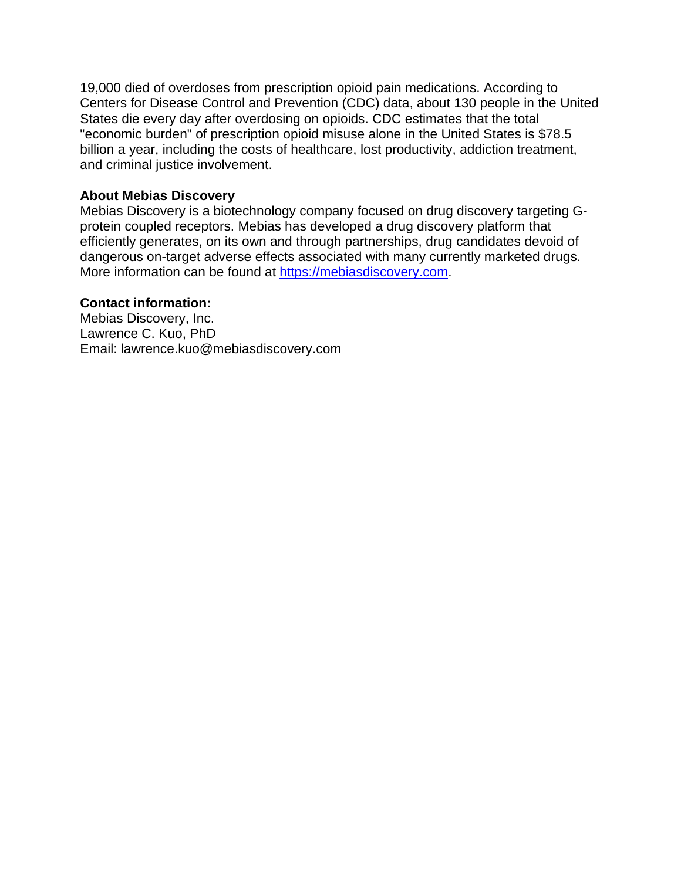19,000 died of overdoses from prescription opioid pain medications. According to Centers for Disease Control and Prevention (CDC) data, about 130 people in the United States die every day after overdosing on opioids. CDC estimates that the total "economic burden" of prescription opioid misuse alone in the United States is $78.5 billion a year, including the costs of healthcare, lost productivity, addiction treatment, and criminal justice involvement.

**About Mebias Discovery**
Mebias Discovery is a biotechnology company focused on drug discovery targeting G-protein coupled receptors. Mebias has developed a drug discovery platform that efficiently generates, on its own and through partnerships, drug candidates devoid of dangerous on-target adverse effects associated with many currently marketed drugs. More information can be found at [https://mebiasdiscovery.com](https://mebiasdiscovery.com).

**Contact information:**
Mebias Discovery, Inc.
Lawrence C. Kuo, PhD
Email: lawrence.kuo@mebiasdiscovery.com